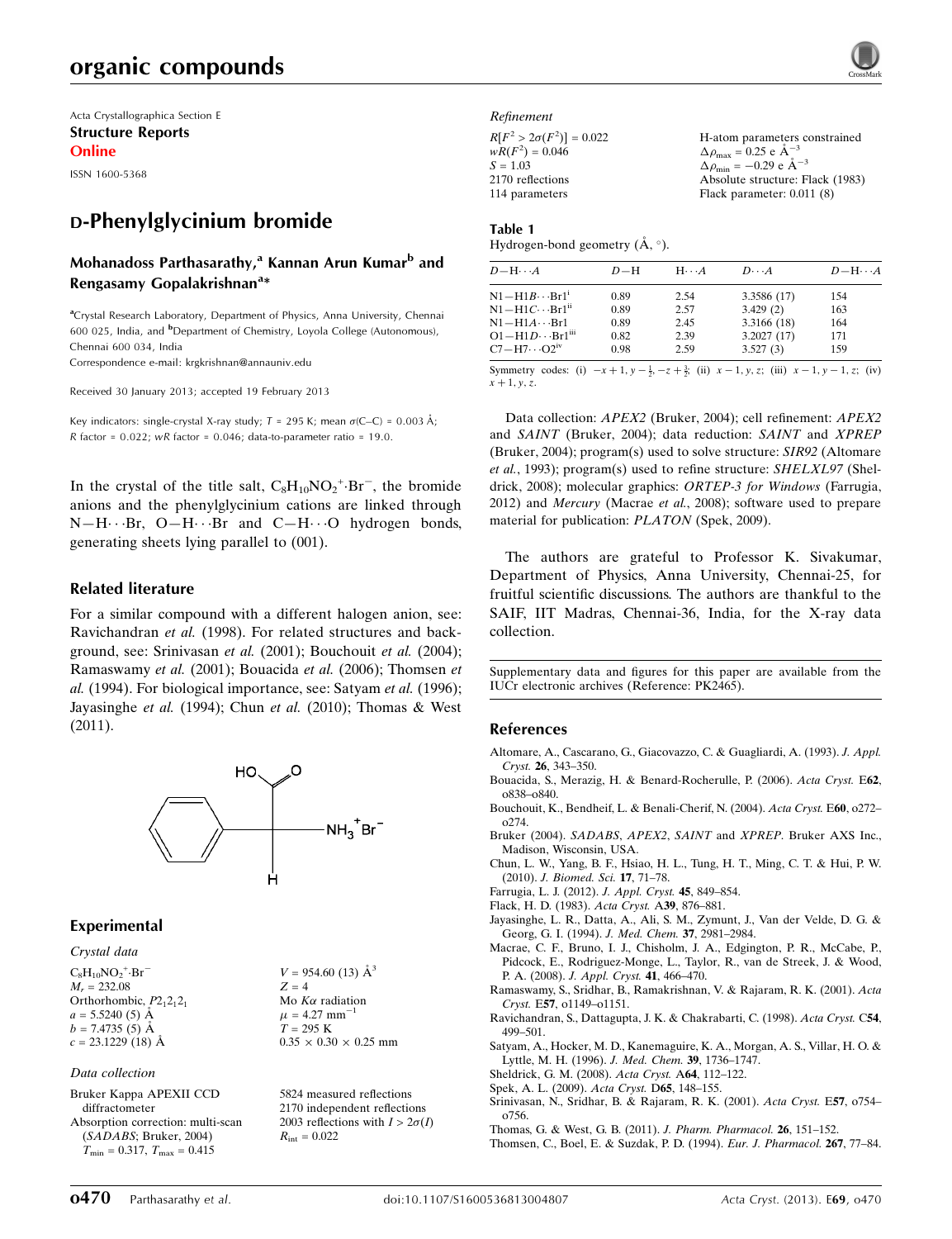Acta Crystallographica Section E
**Structure Reports Online**

ISSN 1600-5368

# D-Phenylglycinium bromide

**Mohanadoss Parthasarathy,[a] Kannan Arun Kumar[b] and Rengasamy Gopalakrishnan[a]***

[a]Crystal Research Laboratory, Department of Physics, Anna University, Chennai 600 025, India, and [b]Department of Chemistry, Loyola College (Autonomous), Chennai 600 034, India
Correspondence e-mail: krgkrishnan@annauniv.edu

Received 30 January 2013; accepted 19 February 2013

Key indicators: single-crystal X-ray study; $T$ = 295 K; mean $\sigma$(C–C) = 0.003 Å; $R$ factor = 0.022; $wR$ factor = 0.046; data-to-parameter ratio = 19.0.

In the crystal of the title salt, $C_8H_{10}NO_2^+\cdot Br^-$, the bromide anions and the phenylglycinium cations are linked through N—H···Br, O—H···Br and C—H···O hydrogen bonds, generating sheets lying parallel to (001).

## Related literature

For a similar compound with a different halogen anion, see: Ravichandran *et al.* (1998). For related structures and background, see: Srinivasan *et al.* (2001); Bouchouit *et al.* (2004); Ramaswamy *et al.* (2001); Bouacida *et al.* (2006); Thomsen *et al.* (1994). For biological importance, see: Satyam *et al.* (1996); Jayasinghe *et al.* (1994); Chun *et al.* (2010); Thomas & West (2011).

## Experimental

### Crystal data

$C_8H_{10}NO_2^+\cdot Br^-$
$M_r$ = 232.08
Orthorhombic, $P2_12_12_1$
$a$ = 5.5240 (5) Å
$b$ = 7.4735 (5) Å
$c$ = 23.1229 (18) Å
$V$ = 954.60 (13) Å$^3$
$Z$ = 4
Mo $K\alpha$ radiation
$\mu$ = 4.27 mm$^{-1}$
$T$ = 295 K
0.35 × 0.30 × 0.25 mm

### Data collection

Bruker Kappa APEXII CCD diffractometer
Absorption correction: multi-scan (*SADABS*; Bruker, 2004)
$T_{min}$ = 0.317, $T_{max}$ = 0.415
5824 measured reflections
2170 independent reflections
2003 reflections with $I > 2\sigma(I)$
$R_{int}$ = 0.022

### Refinement

$R[F^2 > 2\sigma(F^2)]$ = 0.022
$wR(F^2)$ = 0.046
$S$ = 1.03
2170 reflections
114 parameters
H-atom parameters constrained
$\Delta\rho_{max}$ = 0.25 e Å$^{-3}$
$\Delta\rho_{min}$ = −0.29 e Å$^{-3}$
Absolute structure: Flack (1983)
Flack parameter: 0.011 (8)

**Table 1**
Hydrogen-bond geometry (Å, °).

| $D$—H···$A$ | $D$—H | H···$A$ | $D$···$A$ | $D$—H···$A$ |
|---|---|---|---|---|
| N1—H1$B$···Br1[i] | 0.89 | 2.54 | 3.3586 (17) | 154 |
| N1—H1$C$···Br1[ii] | 0.89 | 2.57 | 3.429 (2) | 163 |
| N1—H1$A$···Br1 | 0.89 | 2.45 | 3.3166 (18) | 164 |
| O1—H1$D$···Br1[iii] | 0.82 | 2.39 | 3.2027 (17) | 171 |
| C7—H7···O2[iv] | 0.98 | 2.59 | 3.527 (3) | 159 |

Symmetry codes: (i) $-x+1, y-\frac{1}{2}, -z+\frac{3}{2}$; (ii) $x-1, y, z$; (iii) $x-1, y-1, z$; (iv) $x+1, y, z$.

Data collection: *APEX2* (Bruker, 2004); cell refinement: *APEX2* and *SAINT* (Bruker, 2004); data reduction: *SAINT* and *XPREP* (Bruker, 2004); program(s) used to solve structure: *SIR92* (Altomare *et al.*, 1993); program(s) used to refine structure: *SHELXL97* (Sheldrick, 2008); molecular graphics: *ORTEP-3 for Windows* (Farrugia, 2012) and *Mercury* (Macrae *et al.*, 2008); software used to prepare material for publication: *PLATON* (Spek, 2009).

The authors are grateful to Professor K. Sivakumar, Department of Physics, Anna University, Chennai-25, for fruitful scientific discussions. The authors are thankful to the SAIF, IIT Madras, Chennai-36, India, for the X-ray data collection.

Supplementary data and figures for this paper are available from the IUCr electronic archives (Reference: PK2465).

## References

Altomare, A., Cascarano, G., Giacovazzo, C. & Guagliardi, A. (1993). *J. Appl. Cryst.* **26**, 343–350.
Bouacida, S., Merazig, H. & Benard-Rocherulle, P. (2006). *Acta Cryst.* E**62**, o838–o840.
Bouchouit, K., Bendheif, L. & Benali-Cherif, N. (2004). *Acta Cryst.* E**60**, o272–o274.
Bruker (2004). *SADABS*, *APEX2*, *SAINT* and *XPREP*. Bruker AXS Inc., Madison, Wisconsin, USA.
Chun, L. W., Yang, B. F., Hsiao, H. L., Tung, H. T., Ming, C. T. & Hui, P. W. (2010). *J. Biomed. Sci.* **17**, 71–78.
Farrugia, L. J. (2012). *J. Appl. Cryst.* **45**, 849–854.
Flack, H. D. (1983). *Acta Cryst.* A**39**, 876–881.
Jayasinghe, L. R., Datta, A., Ali, S. M., Zymunt, J., Van der Velde, D. G. & Georg, G. I. (1994). *J. Med. Chem.* **37**, 2981–2984.
Macrae, C. F., Bruno, I. J., Chisholm, J. A., Edgington, P. R., McCabe, P., Pidcock, E., Rodriguez-Monge, L., Taylor, R., van de Streek, J. & Wood, P. A. (2008). *J. Appl. Cryst.* **41**, 466–470.
Ramaswamy, S., Sridhar, B., Ramakrishnan, V. & Rajaram, R. K. (2001). *Acta Cryst.* E**57**, o1149–o1151.
Ravichandran, S., Dattagupta, J. K. & Chakrabarti, C. (1998). *Acta Cryst.* C**54**, 499–501.
Satyam, A., Hocker, M. D., Kanemaguire, K. A., Morgan, A. S., Villar, H. O. & Lyttle, M. H. (1996). *J. Med. Chem.* **39**, 1736–1747.
Sheldrick, G. M. (2008). *Acta Cryst.* A**64**, 112–122.
Spek, A. L. (2009). *Acta Cryst.* D**65**, 148–155.
Srinivasan, N., Sridhar, B. & Rajaram, R. K. (2001). *Acta Cryst.* E**57**, o754–o756.
Thomas, G. & West, G. B. (2011). *J. Pharm. Pharmacol.* **26**, 151–152.
Thomsen, C., Boel, E. & Suzdak, P. D. (1994). *Eur. J. Pharmacol.* **267**, 77–84.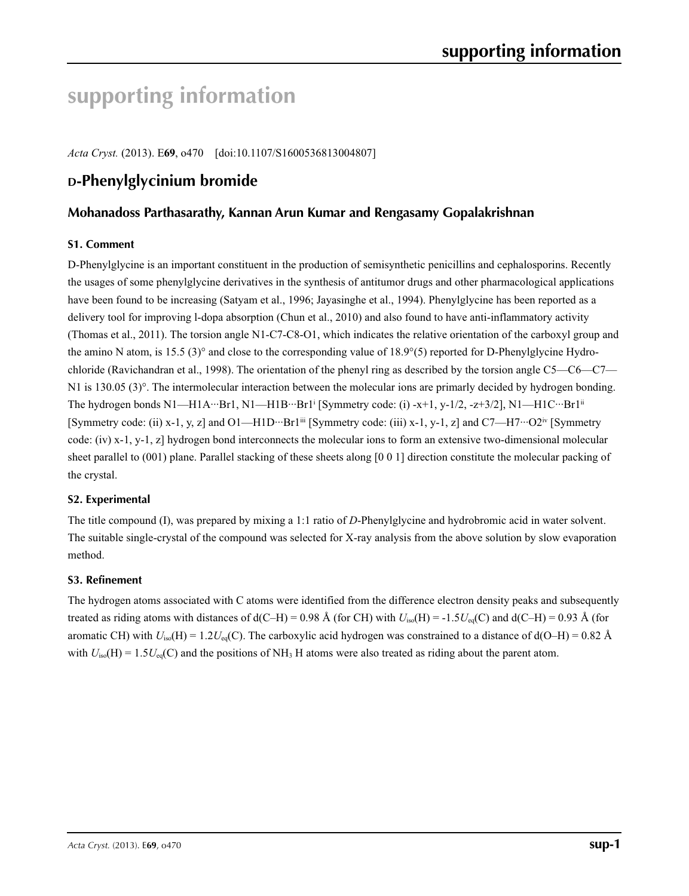# supporting information

*Acta Cryst.* (2013). E**69**, o470 [doi:10.1107/S1600536813004807]

## D-Phenylglycinium bromide

### Mohanadoss Parthasarathy, Kannan Arun Kumar and Rengasamy Gopalakrishnan

#### S1. Comment

D-Phenylglycine is an important constituent in the production of semisynthetic penicillins and cephalosporins. Recently the usages of some phenylglycine derivatives in the synthesis of antitumor drugs and other pharmacological applications have been found to be increasing (Satyam et al., 1996; Jayasinghe et al., 1994). Phenylglycine has been reported as a delivery tool for improving l-dopa absorption (Chun et al., 2010) and also found to have anti-inflammatory activity (Thomas et al., 2011). The torsion angle N1-C7-C8-O1, which indicates the relative orientation of the carboxyl group and the amino N atom, is 15.5 (3)° and close to the corresponding value of 18.9°(5) reported for D-Phenylglycine Hydrochloride (Ravichandran et al., 1998). The orientation of the phenyl ring as described by the torsion angle C5—C6—C7—N1 is 130.05 (3)°. The intermolecular interaction between the molecular ions are primarly decided by hydrogen bonding. The hydrogen bonds N1—H1A···Br1, N1—H1B···Br1[i] [Symmetry code: (i) -x+1, y-1/2, -z+3/2], N1—H1C···Br1[ii] [Symmetry code: (ii) x-1, y, z] and O1—H1D···Br1[iii] [Symmetry code: (iii) x-1, y-1, z] and C7—H7···O2[iv] [Symmetry code: (iv) x-1, y-1, z] hydrogen bond interconnects the molecular ions to form an extensive two-dimensional molecular sheet parallel to (001) plane. Parallel stacking of these sheets along [0 0 1] direction constitute the molecular packing of the crystal.

#### S2. Experimental

The title compound (I), was prepared by mixing a 1:1 ratio of *D*-Phenylglycine and hydrobromic acid in water solvent. The suitable single-crystal of the compound was selected for X-ray analysis from the above solution by slow evaporation method.

#### S3. Refinement

The hydrogen atoms associated with C atoms were identified from the difference electron density peaks and subsequently treated as riding atoms with distances of d(C–H) = 0.98 Å (for CH) with $U_{iso}(H) = -1.5U_{eq}(C)$ and d(C–H) = 0.93 Å (for aromatic CH) with $U_{iso}(H) = 1.2U_{eq}(C)$. The carboxylic acid hydrogen was constrained to a distance of d(O–H) = 0.82 Å with $U_{iso}(H) = 1.5U_{eq}(C)$ and the positions of $NH_3$ H atoms were also treated as riding about the parent atom.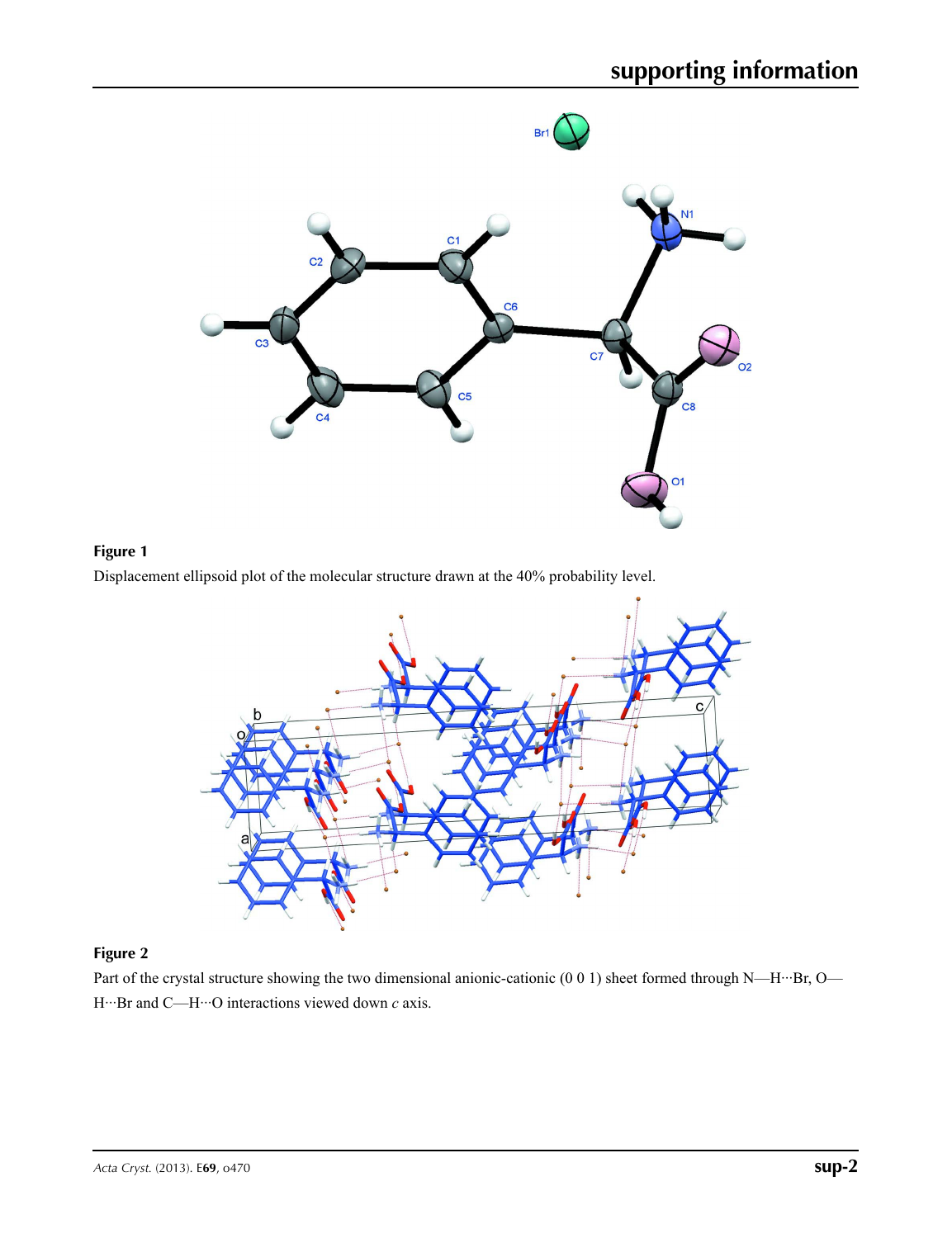**Figure 1**

Displacement ellipsoid plot of the molecular structure drawn at the 40% probability level.

**Figure 2**

Part of the crystal structure showing the two dimensional anionic-cationic (0 0 1) sheet formed through N—H···Br, O—H···Br and C—H···O interactions viewed down *c* axis.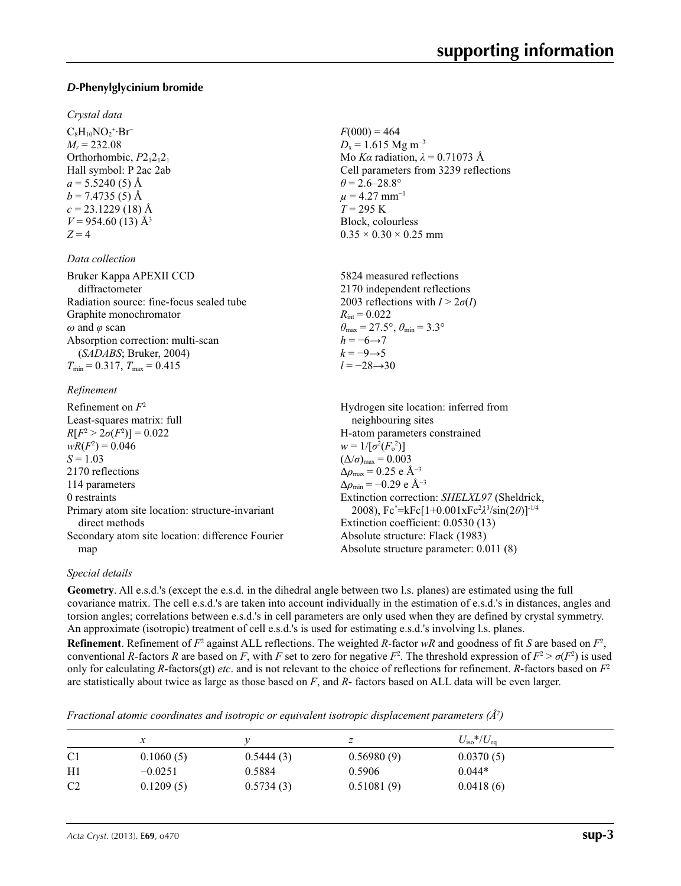### *D*-Phenylglycinium bromide

*Crystal data*

$C_8H_{10}NO_2^+\cdot Br^-$
$M_r = 232.08$
Orthorhombic, $P2_12_12_1$
Hall symbol: P 2ac 2ab
$a = 5.5240$ (5) Å
$b = 7.4735$ (5) Å
$c = 23.1229$ (18) Å
$V = 954.60$ (13) Å$^3$
$Z = 4$

$F(000) = 464$
$D_x = 1.615$ Mg m$^{-3}$
Mo $K\alpha$ radiation, $\lambda = 0.71073$ Å
Cell parameters from 3239 reflections
$\theta = 2.6$–$28.8°$
$\mu = 4.27$ mm$^{-1}$
$T = 295$ K
Block, colourless
$0.35 \times 0.30 \times 0.25$ mm

*Data collection*

Bruker Kappa APEXII CCD diffractometer
Radiation source: fine-focus sealed tube
Graphite monochromator
$\omega$ and $\varphi$ scan
Absorption correction: multi-scan (*SADABS*; Bruker, 2004)
$T_{min} = 0.317$, $T_{max} = 0.415$

5824 measured reflections
2170 independent reflections
2003 reflections with $I > 2\sigma(I)$
$R_{int} = 0.022$
$\theta_{max} = 27.5°$, $\theta_{min} = 3.3°$
$h = -6 \rightarrow 7$
$k = -9 \rightarrow 5$
$l = -28 \rightarrow 30$

*Refinement*

Refinement on $F^2$
Least-squares matrix: full
$R[F^2 > 2\sigma(F^2)] = 0.022$
$wR(F^2) = 0.046$
$S = 1.03$
2170 reflections
114 parameters
0 restraints
Primary atom site location: structure-invariant direct methods
Secondary atom site location: difference Fourier map

Hydrogen site location: inferred from neighbouring sites
H-atom parameters constrained
$w = 1/[\sigma^2(F_o^2)]$
$(\Delta/\sigma)_{max} = 0.003$
$\Delta\rho_{max} = 0.25$ e Å$^{-3}$
$\Delta\rho_{min} = -0.29$ e Å$^{-3}$
Extinction correction: *SHELXL97* (Sheldrick, 2008), $Fc^* = kFc[1+0.001xFc^2\lambda^3/\sin(2\theta)]^{-1/4}$
Extinction coefficient: 0.0530 (13)
Absolute structure: Flack (1983)
Absolute structure parameter: 0.011 (8)

*Special details*

**Geometry**. All e.s.d.'s (except the e.s.d. in the dihedral angle between two l.s. planes) are estimated using the full covariance matrix. The cell e.s.d.'s are taken into account individually in the estimation of e.s.d.'s in distances, angles and torsion angles; correlations between e.s.d.'s in cell parameters are only used when they are defined by crystal symmetry. An approximate (isotropic) treatment of cell e.s.d.'s is used for estimating e.s.d.'s involving l.s. planes.

**Refinement**. Refinement of $F^2$ against ALL reflections. The weighted *R*-factor *wR* and goodness of fit *S* are based on $F^2$, conventional *R*-factors *R* are based on *F*, with *F* set to zero for negative $F^2$. The threshold expression of $F^2 > \sigma(F^2)$ is used only for calculating *R*-factors(gt) *etc*. and is not relevant to the choice of reflections for refinement. *R*-factors based on $F^2$ are statistically about twice as large as those based on *F*, and *R*- factors based on ALL data will be even larger.

*Fractional atomic coordinates and isotropic or equivalent isotropic displacement parameters (Å$^2$)*

| | *x* | *y* | *z* | $U_{iso}$*/$U_{eq}$ |
|---|---|---|---|---|
| C1 | 0.1060 (5) | 0.5444 (3) | 0.56980 (9) | 0.0370 (5) |
| H1 | −0.0251 | 0.5884 | 0.5906 | 0.044* |
| C2 | 0.1209 (5) | 0.5734 (3) | 0.51081 (9) | 0.0418 (6) |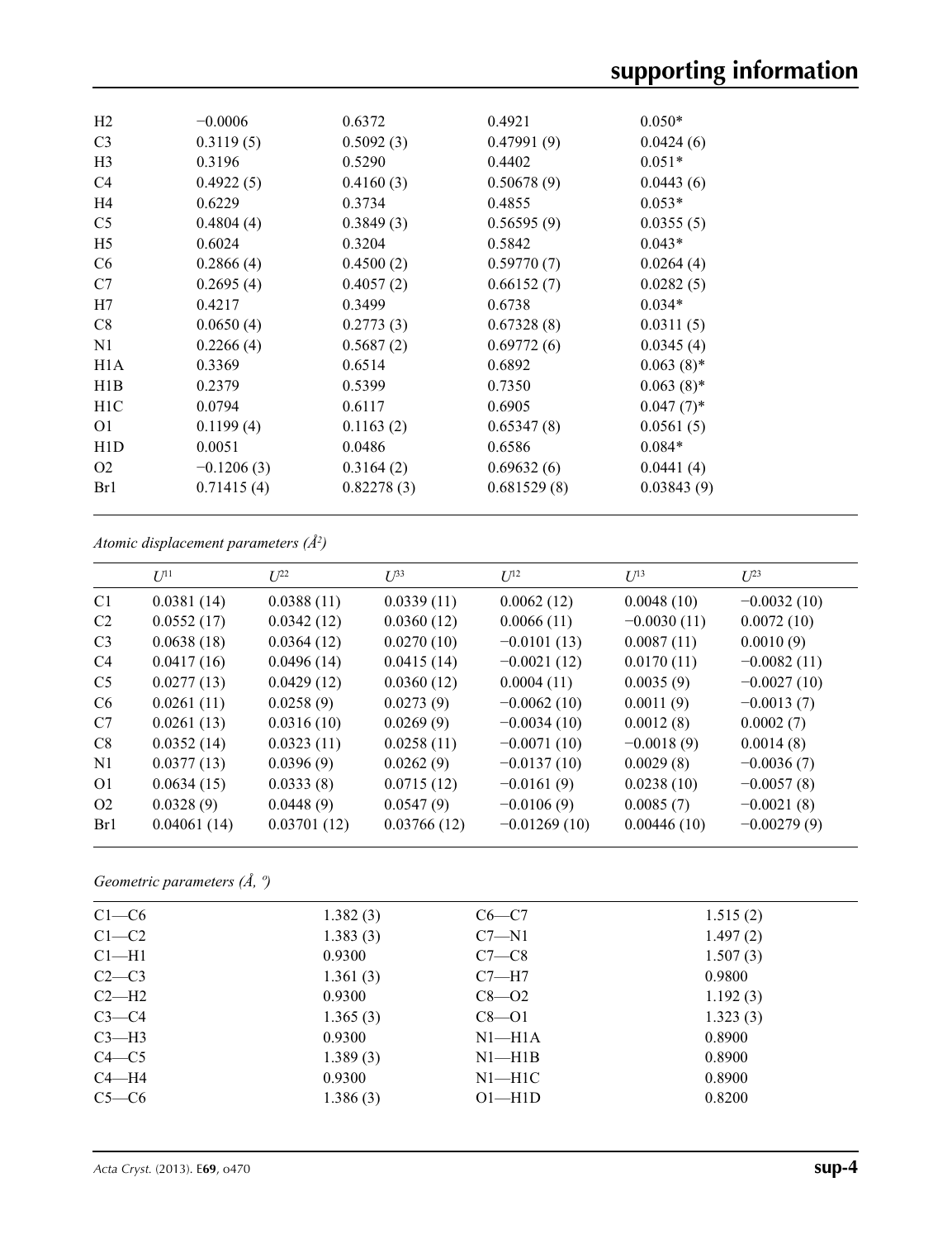| | | | | |
|---|---|---|---|---|
| H2 | −0.0006 | 0.6372 | 0.4921 | 0.050* |
| C3 | 0.3119 (5) | 0.5092 (3) | 0.47991 (9) | 0.0424 (6) |
| H3 | 0.3196 | 0.5290 | 0.4402 | 0.051* |
| C4 | 0.4922 (5) | 0.4160 (3) | 0.50678 (9) | 0.0443 (6) |
| H4 | 0.6229 | 0.3734 | 0.4855 | 0.053* |
| C5 | 0.4804 (4) | 0.3849 (3) | 0.56595 (9) | 0.0355 (5) |
| H5 | 0.6024 | 0.3204 | 0.5842 | 0.043* |
| C6 | 0.2866 (4) | 0.4500 (2) | 0.59770 (7) | 0.0264 (4) |
| C7 | 0.2695 (4) | 0.4057 (2) | 0.66152 (7) | 0.0282 (5) |
| H7 | 0.4217 | 0.3499 | 0.6738 | 0.034* |
| C8 | 0.0650 (4) | 0.2773 (3) | 0.67328 (8) | 0.0311 (5) |
| N1 | 0.2266 (4) | 0.5687 (2) | 0.69772 (6) | 0.0345 (4) |
| H1A | 0.3369 | 0.6514 | 0.6892 | 0.063 (8)* |
| H1B | 0.2379 | 0.5399 | 0.7350 | 0.063 (8)* |
| H1C | 0.0794 | 0.6117 | 0.6905 | 0.047 (7)* |
| O1 | 0.1199 (4) | 0.1163 (2) | 0.65347 (8) | 0.0561 (5) |
| H1D | 0.0051 | 0.0486 | 0.6586 | 0.084* |
| O2 | −0.1206 (3) | 0.3164 (2) | 0.69632 (6) | 0.0441 (4) |
| Br1 | 0.71415 (4) | 0.82278 (3) | 0.681529 (8) | 0.03843 (9) |

*Atomic displacement parameters (Å²)*

| | $U^{11}$ | $U^{22}$ | $U^{33}$ | $U^{12}$ | $U^{13}$ | $U^{23}$ |
|---|---|---|---|---|---|---|
| C1 | 0.0381 (14) | 0.0388 (11) | 0.0339 (11) | 0.0062 (12) | 0.0048 (10) | −0.0032 (10) |
| C2 | 0.0552 (17) | 0.0342 (12) | 0.0360 (12) | 0.0066 (11) | −0.0030 (11) | 0.0072 (10) |
| C3 | 0.0638 (18) | 0.0364 (12) | 0.0270 (10) | −0.0101 (13) | 0.0087 (11) | 0.0010 (9) |
| C4 | 0.0417 (16) | 0.0496 (14) | 0.0415 (14) | −0.0021 (12) | 0.0170 (11) | −0.0082 (11) |
| C5 | 0.0277 (13) | 0.0429 (12) | 0.0360 (12) | 0.0004 (11) | 0.0035 (9) | −0.0027 (10) |
| C6 | 0.0261 (11) | 0.0258 (9) | 0.0273 (9) | −0.0062 (10) | 0.0011 (9) | −0.0013 (7) |
| C7 | 0.0261 (13) | 0.0316 (10) | 0.0269 (9) | −0.0034 (10) | 0.0012 (8) | 0.0002 (7) |
| C8 | 0.0352 (14) | 0.0323 (11) | 0.0258 (11) | −0.0071 (10) | −0.0018 (9) | 0.0014 (8) |
| N1 | 0.0377 (13) | 0.0396 (9) | 0.0262 (9) | −0.0137 (10) | 0.0029 (8) | −0.0036 (7) |
| O1 | 0.0634 (15) | 0.0333 (8) | 0.0715 (12) | −0.0161 (9) | 0.0238 (10) | −0.0057 (8) |
| O2 | 0.0328 (9) | 0.0448 (9) | 0.0547 (9) | −0.0106 (9) | 0.0085 (7) | −0.0021 (8) |
| Br1 | 0.04061 (14) | 0.03701 (12) | 0.03766 (12) | −0.01269 (10) | 0.00446 (10) | −0.00279 (9) |

*Geometric parameters (Å, º)*

| | | | |
|---|---|---|---|
| C1—C6 | 1.382 (3) | C6—C7 | 1.515 (2) |
| C1—C2 | 1.383 (3) | C7—N1 | 1.497 (2) |
| C1—H1 | 0.9300 | C7—C8 | 1.507 (3) |
| C2—C3 | 1.361 (3) | C7—H7 | 0.9800 |
| C2—H2 | 0.9300 | C8—O2 | 1.192 (3) |
| C3—C4 | 1.365 (3) | C8—O1 | 1.323 (3) |
| C3—H3 | 0.9300 | N1—H1A | 0.8900 |
| C4—C5 | 1.389 (3) | N1—H1B | 0.8900 |
| C4—H4 | 0.9300 | N1—H1C | 0.8900 |
| C5—C6 | 1.386 (3) | O1—H1D | 0.8200 |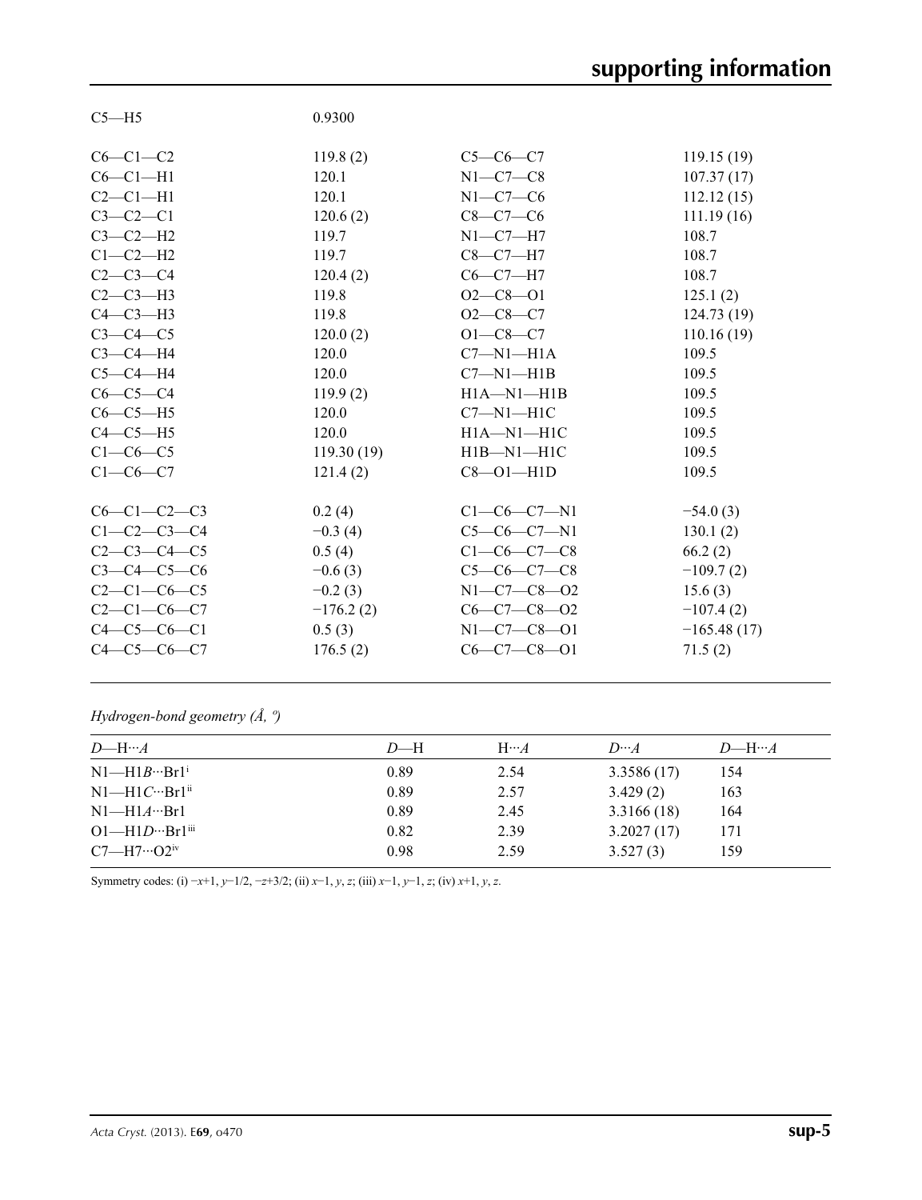| | | | |
|---|---|---|---|
| C5—H5 | 0.9300 | | |
| | | | |
| C6—C1—C2 | 119.8 (2) | C5—C6—C7 | 119.15 (19) |
| C6—C1—H1 | 120.1 | N1—C7—C8 | 107.37 (17) |
| C2—C1—H1 | 120.1 | N1—C7—C6 | 112.12 (15) |
| C3—C2—C1 | 120.6 (2) | C8—C7—C6 | 111.19 (16) |
| C3—C2—H2 | 119.7 | N1—C7—H7 | 108.7 |
| C1—C2—H2 | 119.7 | C8—C7—H7 | 108.7 |
| C2—C3—C4 | 120.4 (2) | C6—C7—H7 | 108.7 |
| C2—C3—H3 | 119.8 | O2—C8—O1 | 125.1 (2) |
| C4—C3—H3 | 119.8 | O2—C8—C7 | 124.73 (19) |
| C3—C4—C5 | 120.0 (2) | O1—C8—C7 | 110.16 (19) |
| C3—C4—H4 | 120.0 | C7—N1—H1A | 109.5 |
| C5—C4—H4 | 120.0 | C7—N1—H1B | 109.5 |
| C6—C5—C4 | 119.9 (2) | H1A—N1—H1B | 109.5 |
| C6—C5—H5 | 120.0 | C7—N1—H1C | 109.5 |
| C4—C5—H5 | 120.0 | H1A—N1—H1C | 109.5 |
| C1—C6—C5 | 119.30 (19) | H1B—N1—H1C | 109.5 |
| C1—C6—C7 | 121.4 (2) | C8—O1—H1D | 109.5 |
| | | | |
| C6—C1—C2—C3 | 0.2 (4) | C1—C6—C7—N1 | −54.0 (3) |
| C1—C2—C3—C4 | −0.3 (4) | C5—C6—C7—N1 | 130.1 (2) |
| C2—C3—C4—C5 | 0.5 (4) | C1—C6—C7—C8 | 66.2 (2) |
| C3—C4—C5—C6 | −0.6 (3) | C5—C6—C7—C8 | −109.7 (2) |
| C2—C1—C6—C5 | −0.2 (3) | N1—C7—C8—O2 | 15.6 (3) |
| C2—C1—C6—C7 | −176.2 (2) | C6—C7—C8—O2 | −107.4 (2) |
| C4—C5—C6—C1 | 0.5 (3) | N1—C7—C8—O1 | −165.48 (17) |
| C4—C5—C6—C7 | 176.5 (2) | C6—C7—C8—O1 | 71.5 (2) |

*Hydrogen-bond geometry (Å, º)*

| *D*—H···*A* | *D*—H | H···*A* | *D*···*A* | *D*—H···*A* |
|---|---|---|---|---|
| N1—H1*B*···Br1$^{i}$ | 0.89 | 2.54 | 3.3586 (17) | 154 |
| N1—H1*C*···Br1$^{ii}$ | 0.89 | 2.57 | 3.429 (2) | 163 |
| N1—H1*A*···Br1 | 0.89 | 2.45 | 3.3166 (18) | 164 |
| O1—H1*D*···Br1$^{iii}$ | 0.82 | 2.39 | 3.2027 (17) | 171 |
| C7—H7···O2$^{iv}$ | 0.98 | 2.59 | 3.527 (3) | 159 |

Symmetry codes: (i) −*x*+1, *y*−1/2, −*z*+3/2; (ii) *x*−1, *y*, *z*; (iii) *x*−1, *y*−1, *z*; (iv) *x*+1, *y*, *z*.